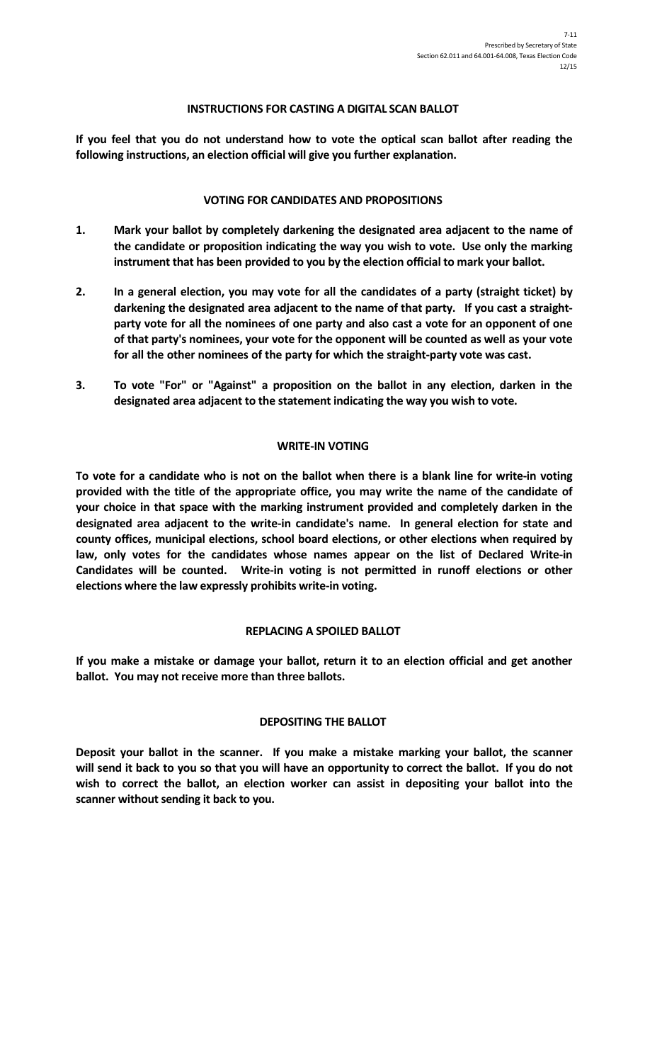7-11
Prescribed by Secretary of State
Section 62.011 and 64.001-64.008, Texas Election Code
12/15

## INSTRUCTIONS FOR CASTING A DIGITAL SCAN BALLOT

**If you feel that you do not understand how to vote the optical scan ballot after reading the following instructions, an election official will give you further explanation.**

### VOTING FOR CANDIDATES AND PROPOSITIONS

1. **Mark your ballot by completely darkening the designated area adjacent to the name of the candidate or proposition indicating the way you wish to vote. Use only the marking instrument that has been provided to you by the election official to mark your ballot.**

2. **In a general election, you may vote for all the candidates of a party (straight ticket) by darkening the designated area adjacent to the name of that party. If you cast a straight-party vote for all the nominees of one party and also cast a vote for an opponent of one of that party's nominees, your vote for the opponent will be counted as well as your vote for all the other nominees of the party for which the straight-party vote was cast.**

3. **To vote "For" or "Against" a proposition on the ballot in any election, darken in the designated area adjacent to the statement indicating the way you wish to vote.**

### WRITE-IN VOTING

**To vote for a candidate who is not on the ballot when there is a blank line for write-in voting provided with the title of the appropriate office, you may write the name of the candidate of your choice in that space with the marking instrument provided and completely darken in the designated area adjacent to the write-in candidate's name. In general election for state and county offices, municipal elections, school board elections, or other elections when required by law, only votes for the candidates whose names appear on the list of Declared Write-in Candidates will be counted. Write-in voting is not permitted in runoff elections or other elections where the law expressly prohibits write-in voting.**

### REPLACING A SPOILED BALLOT

**If you make a mistake or damage your ballot, return it to an election official and get another ballot. You may not receive more than three ballots.**

### DEPOSITING THE BALLOT

**Deposit your ballot in the scanner. If you make a mistake marking your ballot, the scanner will send it back to you so that you will have an opportunity to correct the ballot. If you do not wish to correct the ballot, an election worker can assist in depositing your ballot into the scanner without sending it back to you.**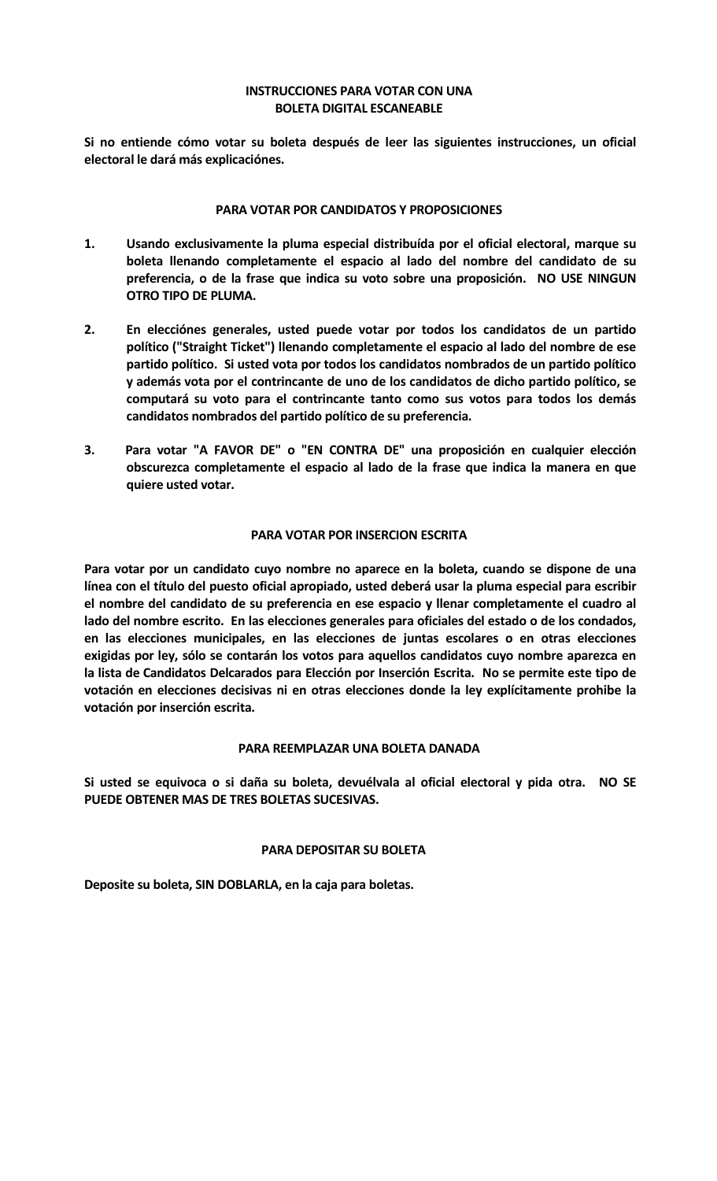**INSTRUCCIONES PARA VOTAR CON UNA**
**BOLETA DIGITAL ESCANEABLE**

**Si no entiende cómo votar su boleta después de leer las siguientes instrucciones, un oficial electoral le dará más explicaciónes.**

**PARA VOTAR POR CANDIDATOS Y PROPOSICIONES**

1. **Usando exclusivamente la pluma especial distribuída por el oficial electoral, marque su boleta llenando completamente el espacio al lado del nombre del candidato de su preferencia, o de la frase que indica su voto sobre una proposición. NO USE NINGUN OTRO TIPO DE PLUMA.**

2. **En elecciónes generales, usted puede votar por todos los candidatos de un partido político ("Straight Ticket") llenando completamente el espacio al lado del nombre de ese partido político. Si usted vota por todos los candidatos nombrados de un partido político y además vota por el contrincante de uno de los candidatos de dicho partido político, se computará su voto para el contrincante tanto como sus votos para todos los demás candidatos nombrados del partido político de su preferencia.**

3. **Para votar "A FAVOR DE" o "EN CONTRA DE" una proposición en cualquier elección obscurezca completamente el espacio al lado de la frase que indica la manera en que quiere usted votar.**

**PARA VOTAR POR INSERCION ESCRITA**

**Para votar por un candidato cuyo nombre no aparece en la boleta, cuando se dispone de una línea con el título del puesto oficial apropiado, usted deberá usar la pluma especial para escribir el nombre del candidato de su preferencia en ese espacio y llenar completamente el cuadro al lado del nombre escrito. En las elecciones generales para oficiales del estado o de los condados, en las elecciones municipales, en las elecciones de juntas escolares o en otras elecciones exigidas por ley, sólo se contarán los votos para aquellos candidatos cuyo nombre aparezca en la lista de Candidatos Delcarados para Elección por Inserción Escrita. No se permite este tipo de votación en elecciones decisivas ni en otras elecciones donde la ley explícitamente prohibe la votación por inserción escrita.**

**PARA REEMPLAZAR UNA BOLETA DANADA**

**Si usted se equivoca o si daña su boleta, devuélvala al oficial electoral y pida otra. NO SE PUEDE OBTENER MAS DE TRES BOLETAS SUCESIVAS.**

**PARA DEPOSITAR SU BOLETA**

**Deposite su boleta, SIN DOBLARLA, en la caja para boletas.**